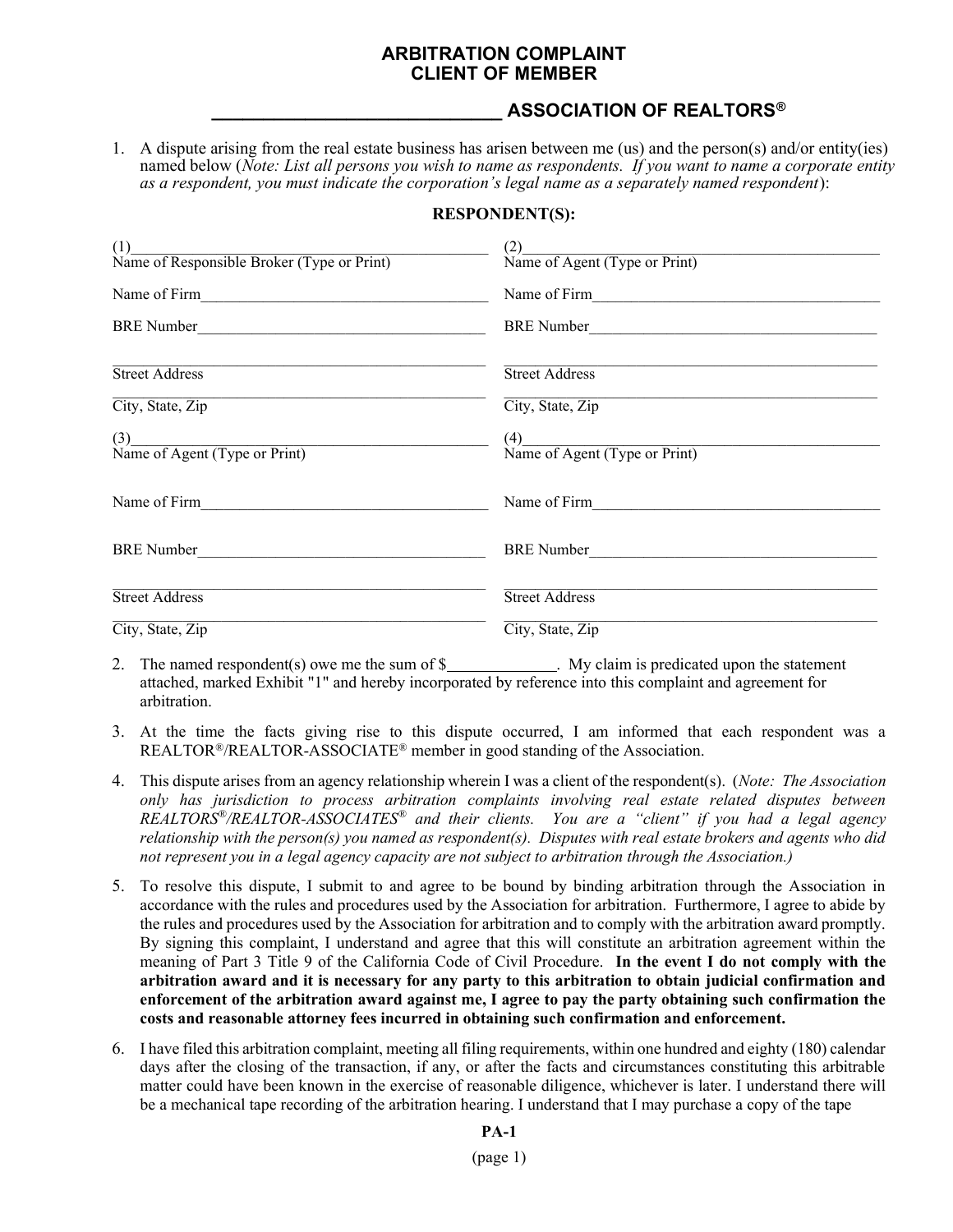# ARBITRATION COMPLAINT
# CLIENT OF MEMBER

## _____________________________ ASSOCIATION OF REALTORS®

1. A dispute arising from the real estate business has arisen between me (us) and the person(s) and/or entity(ies) named below (*Note: List all persons you wish to name as respondents. If you want to name a corporate entity as a respondent, you must indicate the corporation's legal name as a separately named respondent*):

**RESPONDENT(S):**

| | |
|---|---|
| (1)_______________________________________ | (2)_______________________________________ |
| Name of Responsible Broker (Type or Print) | Name of Agent (Type or Print) |
| Name of Firm______________________________ | Name of Firm______________________________ |
| BRE Number_______________________________ | BRE Number_______________________________ |
| _________________________________________ | _________________________________________ |
| Street Address | Street Address |
| _________________________________________ | _________________________________________ |
| City, State, Zip | City, State, Zip |
| (3)_______________________________________ | (4)_______________________________________ |
| Name of Agent (Type or Print) | Name of Agent (Type or Print) |
| Name of Firm______________________________ | Name of Firm______________________________ |
| BRE Number_______________________________ | BRE Number_______________________________ |
| _________________________________________ | _________________________________________ |
| Street Address | Street Address |
| _________________________________________ | _________________________________________ |
| City, State, Zip | City, State, Zip |

2. The named respondent(s) owe me the sum of $_____________. My claim is predicated upon the statement attached, marked Exhibit "1" and hereby incorporated by reference into this complaint and agreement for arbitration.

3. At the time the facts giving rise to this dispute occurred, I am informed that each respondent was a REALTOR®/REALTOR-ASSOCIATE® member in good standing of the Association.

4. This dispute arises from an agency relationship wherein I was a client of the respondent(s). (*Note: The Association only has jurisdiction to process arbitration complaints involving real estate related disputes between REALTORS®/REALTOR-ASSOCIATES® and their clients. You are a "client" if you had a legal agency relationship with the person(s) you named as respondent(s). Disputes with real estate brokers and agents who did not represent you in a legal agency capacity are not subject to arbitration through the Association.)*

5. To resolve this dispute, I submit to and agree to be bound by binding arbitration through the Association in accordance with the rules and procedures used by the Association for arbitration. Furthermore, I agree to abide by the rules and procedures used by the Association for arbitration and to comply with the arbitration award promptly. By signing this complaint, I understand and agree that this will constitute an arbitration agreement within the meaning of Part 3 Title 9 of the California Code of Civil Procedure. **In the event I do not comply with the arbitration award and it is necessary for any party to this arbitration to obtain judicial confirmation and enforcement of the arbitration award against me, I agree to pay the party obtaining such confirmation the costs and reasonable attorney fees incurred in obtaining such confirmation and enforcement.**

6. I have filed this arbitration complaint, meeting all filing requirements, within one hundred and eighty (180) calendar days after the closing of the transaction, if any, or after the facts and circumstances constituting this arbitrable matter could have been known in the exercise of reasonable diligence, whichever is later. I understand there will be a mechanical tape recording of the arbitration hearing. I understand that I may purchase a copy of the tape

**PA-1**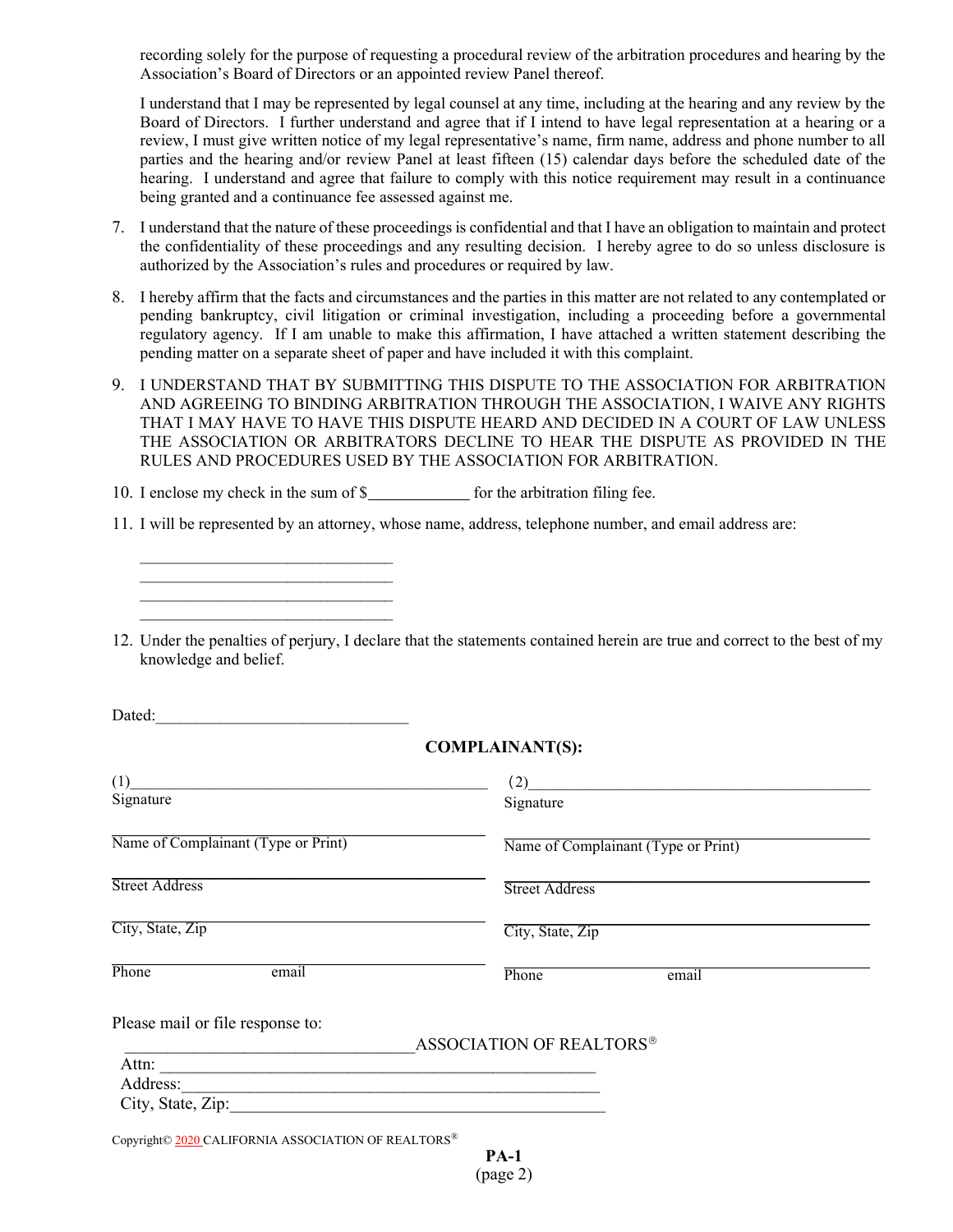recording solely for the purpose of requesting a procedural review of the arbitration procedures and hearing by the Association's Board of Directors or an appointed review Panel thereof.

I understand that I may be represented by legal counsel at any time, including at the hearing and any review by the Board of Directors. I further understand and agree that if I intend to have legal representation at a hearing or a review, I must give written notice of my legal representative's name, firm name, address and phone number to all parties and the hearing and/or review Panel at least fifteen (15) calendar days before the scheduled date of the hearing. I understand and agree that failure to comply with this notice requirement may result in a continuance being granted and a continuance fee assessed against me.

7. I understand that the nature of these proceedings is confidential and that I have an obligation to maintain and protect the confidentiality of these proceedings and any resulting decision. I hereby agree to do so unless disclosure is authorized by the Association's rules and procedures or required by law.

8. I hereby affirm that the facts and circumstances and the parties in this matter are not related to any contemplated or pending bankruptcy, civil litigation or criminal investigation, including a proceeding before a governmental regulatory agency. If I am unable to make this affirmation, I have attached a written statement describing the pending matter on a separate sheet of paper and have included it with this complaint.

9. I UNDERSTAND THAT BY SUBMITTING THIS DISPUTE TO THE ASSOCIATION FOR ARBITRATION AND AGREEING TO BINDING ARBITRATION THROUGH THE ASSOCIATION, I WAIVE ANY RIGHTS THAT I MAY HAVE TO HAVE THIS DISPUTE HEARD AND DECIDED IN A COURT OF LAW UNLESS THE ASSOCIATION OR ARBITRATORS DECLINE TO HEAR THE DISPUTE AS PROVIDED IN THE RULES AND PROCEDURES USED BY THE ASSOCIATION FOR ARBITRATION.

10. I enclose my check in the sum of $____________ for the arbitration filing fee.

11. I will be represented by an attorney, whose name, address, telephone number, and email address are:

    _______________________________
    _______________________________
    _______________________________
    _______________________________

12. Under the penalties of perjury, I declare that the statements contained herein are true and correct to the best of my knowledge and belief.

Dated:_______________________________

**COMPLAINANT(S):**

| | |
|---|---|
| (1)______________________________ Signature | (2)______________________________ Signature |
| ______________________________ Name of Complainant (Type or Print) | ______________________________ Name of Complainant (Type or Print) |
| ______________________________ Street Address | ______________________________ Street Address |
| ______________________________ City, State, Zip | ______________________________ City, State, Zip |
| ______________________________ Phone email | ______________________________ Phone email |

Please mail or file response to:

__________________________________ASSOCIATION OF REALTORS®

Attn: ____________________________________________________

Address:__________________________________________________

City, State, Zip:____________________________________________

Copyright© 2020 CALIFORNIA ASSOCIATION OF REALTORS®

PA-1
(page 2)